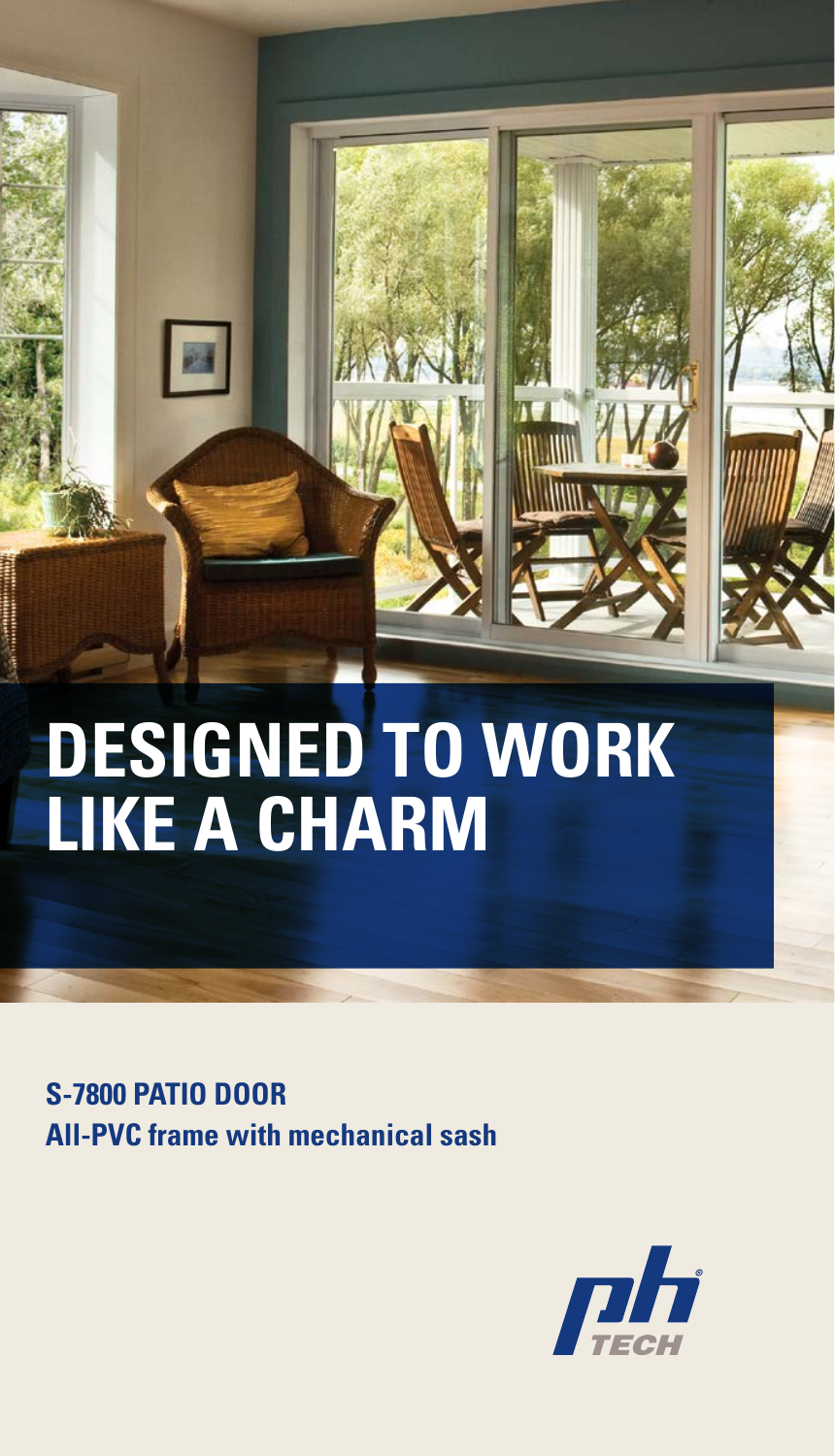# DESIGNED TO WORK LIKE A CHARM

**S-7800 PATIO DOOR**
**All-PVC frame with mechanical sash**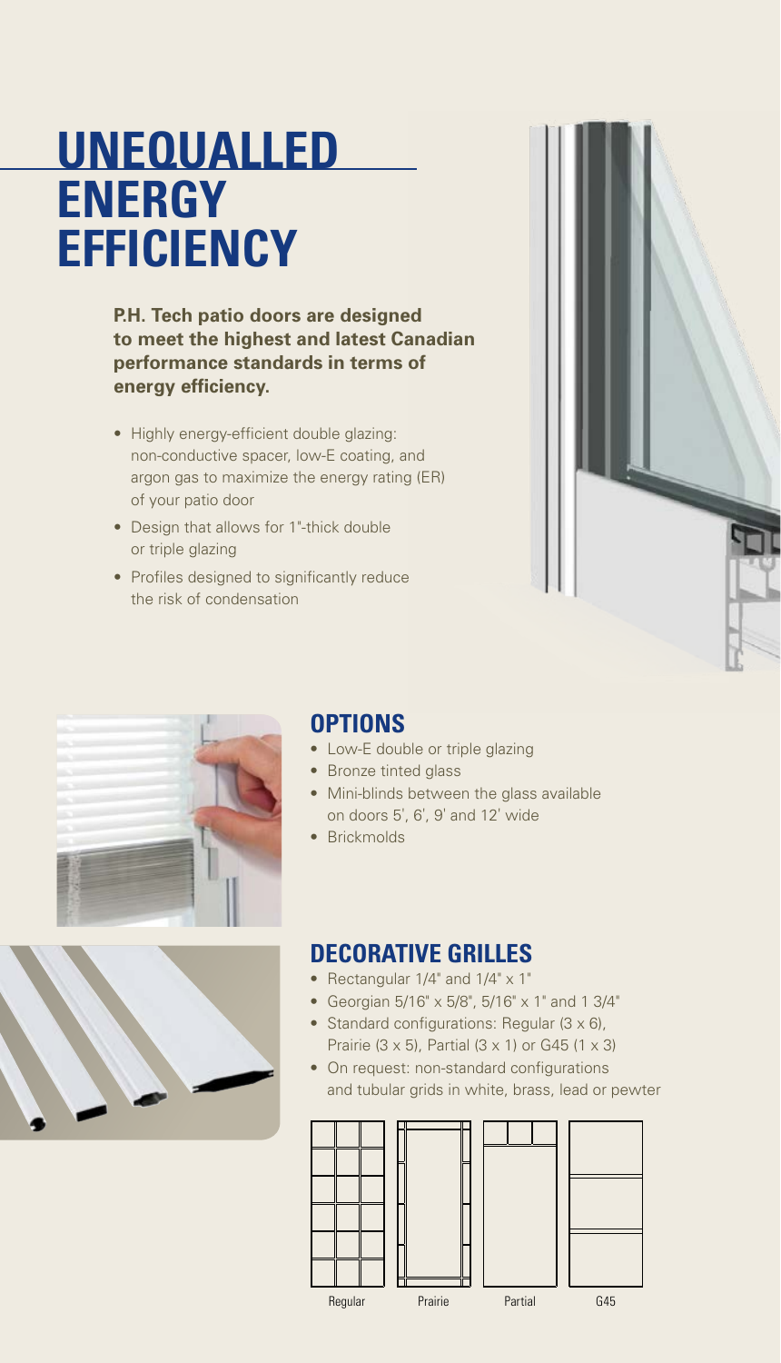# UNEQUALLED ENERGY EFFICIENCY

**P.H. Tech patio doors are designed to meet the highest and latest Canadian performance standards in terms of energy efficiency.**

- Highly energy-efficient double glazing: non-conductive spacer, low-E coating, and argon gas to maximize the energy rating (ER) of your patio door
- Design that allows for 1"-thick double or triple glazing
- Profiles designed to significantly reduce the risk of condensation

## OPTIONS

- Low-E double or triple glazing
- Bronze tinted glass
- Mini-blinds between the glass available on doors 5', 6', 9' and 12' wide
- Brickmolds

## DECORATIVE GRILLES

- Rectangular 1/4" and 1/4" x 1"
- Georgian 5/16" x 5/8", 5/16" x 1" and 1 3/4"
- Standard configurations: Regular (3 x 6), Prairie (3 x 5), Partial (3 x 1) or G45 (1 x 3)
- On request: non-standard configurations and tubular grids in white, brass, lead or pewter

Regular Prairie Partial G45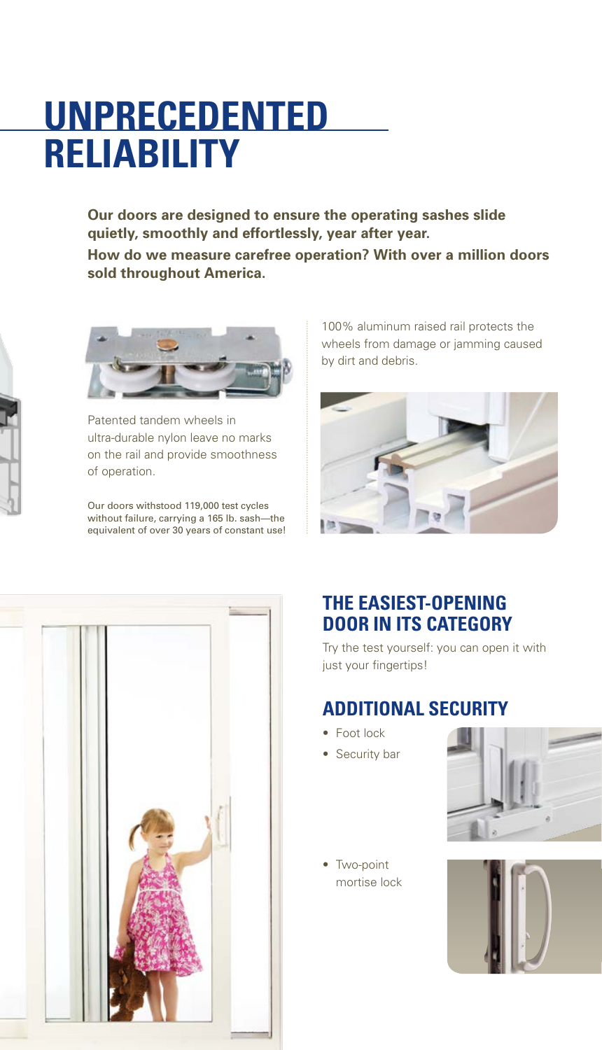# UNPRECEDENTED RELIABILITY

**Our doors are designed to ensure the operating sashes slide quietly, smoothly and effortlessly, year after year.**

**How do we measure carefree operation? With over a million doors sold throughout America.**

Patented tandem wheels in ultra-durable nylon leave no marks on the rail and provide smoothness of operation.

Our doors withstood 119,000 test cycles without failure, carrying a 165 lb. sash—the equivalent of over 30 years of constant use!

100% aluminum raised rail protects the wheels from damage or jamming caused by dirt and debris.

## THE EASIEST-OPENING DOOR IN ITS CATEGORY

Try the test yourself: you can open it with just your fingertips!

## ADDITIONAL SECURITY

- Foot lock
- Security bar
- Two-point mortise lock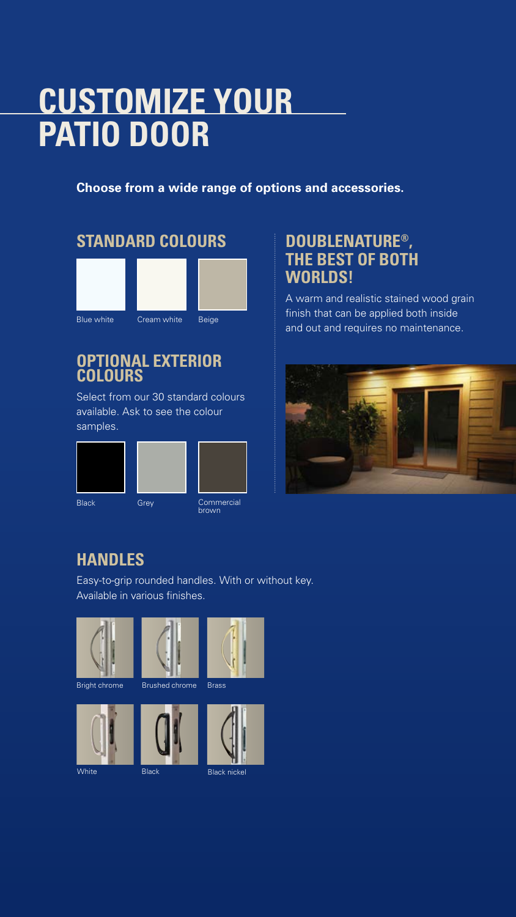# CUSTOMIZE YOUR PATIO DOOR

**Choose from a wide range of options and accessories.**

## STANDARD COLOURS

Blue white

Cream white

Beige

## OPTIONAL EXTERIOR COLOURS

Select from our 30 standard colours available. Ask to see the colour samples.

Black

Grey

Commercial brown

## DOUBLENATURE®, THE BEST OF BOTH WORLDS!

A warm and realistic stained wood grain finish that can be applied both inside and out and requires no maintenance.

## HANDLES

Easy-to-grip rounded handles. With or without key. Available in various finishes.

Bright chrome

Brushed chrome

Brass

White

Black

Black nickel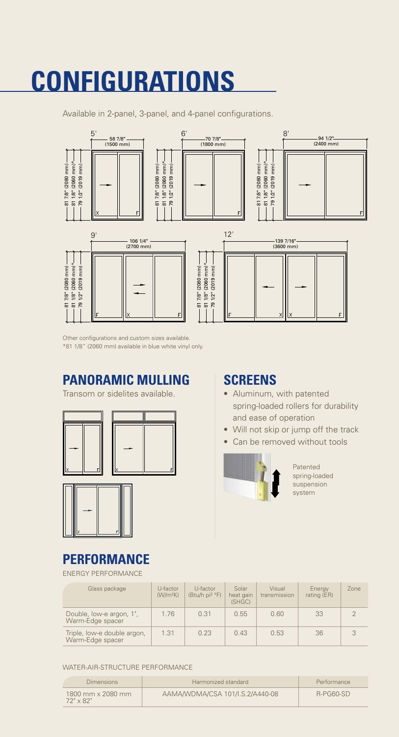# CONFIGURATIONS

Available in 2-panel, 3-panel, and 4-panel configurations.

Other configurations and custom sizes available.
*81 1/8" (2060 mm) available in blue white vinyl only.

## PANORAMIC MULLING

Transom or sidelites available.

## SCREENS

- Aluminum, with patented spring-loaded rollers for durability and ease of operation
- Will not skip or jump off the track
- Can be removed without tools

Patented spring-loaded suspension system

## PERFORMANCE

ENERGY PERFORMANCE

| Glass package | U-factor (W/m²K) | U-factor (Btu/h pi² °F) | Solar heat gain (SHGC) | Visual transmission | Energy rating (ER) | Zone |
|---|---|---|---|---|---|---|
| Double, low-e argon, 1", Warm-Edge spacer | 1.76 | 0.31 | 0.55 | 0.60 | 33 | 2 |
| Triple, low-e double argon, Warm-Edge spacer | 1.31 | 0.23 | 0.43 | 0.53 | 36 | 3 |

WATER-AIR-STRUCTURE PERFORMANCE

| Dimensions | Harmonized standard | Performance |
|---|---|---|
| 1800 mm x 2080 mm 72" x 82" | AAMA/WDMA/CSA 101/I.S.2/A440-08 | R-PG60-SD |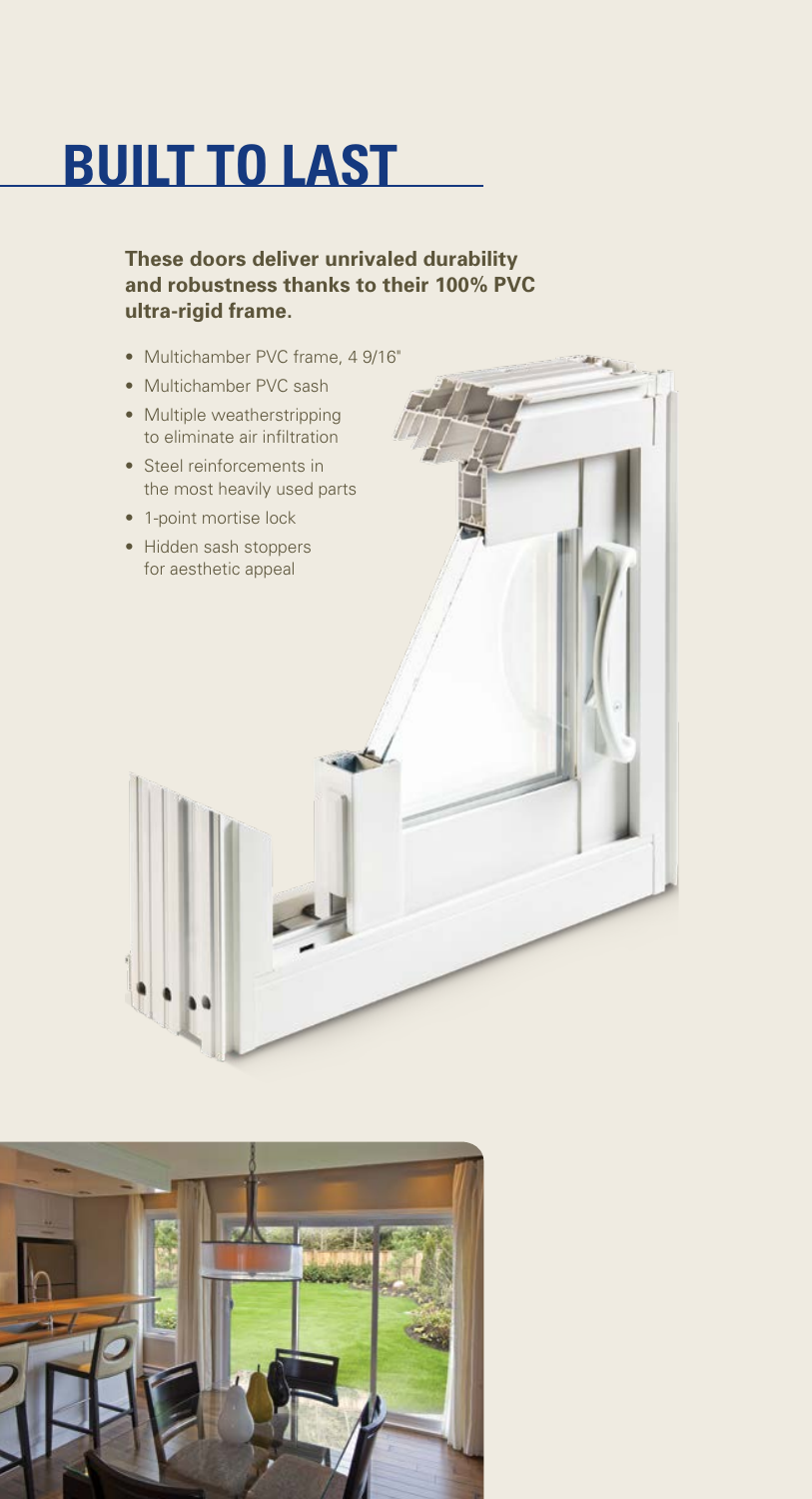# BUILT TO LAST

**These doors deliver unrivaled durability and robustness thanks to their 100% PVC ultra-rigid frame.**

- Multichamber PVC frame, 4 9/16"
- Multichamber PVC sash
- Multiple weatherstripping to eliminate air infiltration
- Steel reinforcements in the most heavily used parts
- 1-point mortise lock
- Hidden sash stoppers for aesthetic appeal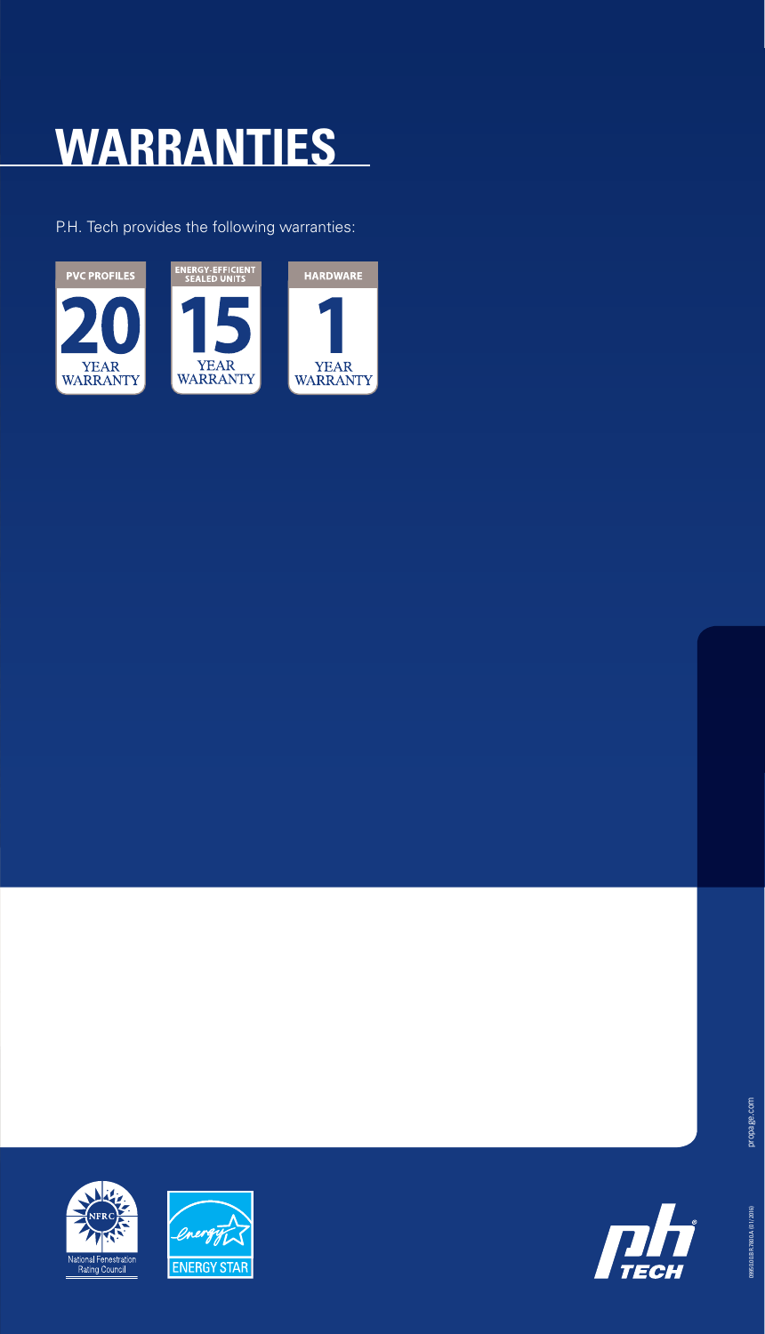# WARRANTIES

P.H. Tech provides the following warranties:

PVC PROFILES

20

YEAR WARRANTY

ENERGY-EFFICIENT SEALED UNITS

15

YEAR WARRANTY

HARDWARE

1

YEAR WARRANTY

National Fenestration Rating Council

ENERGY STAR